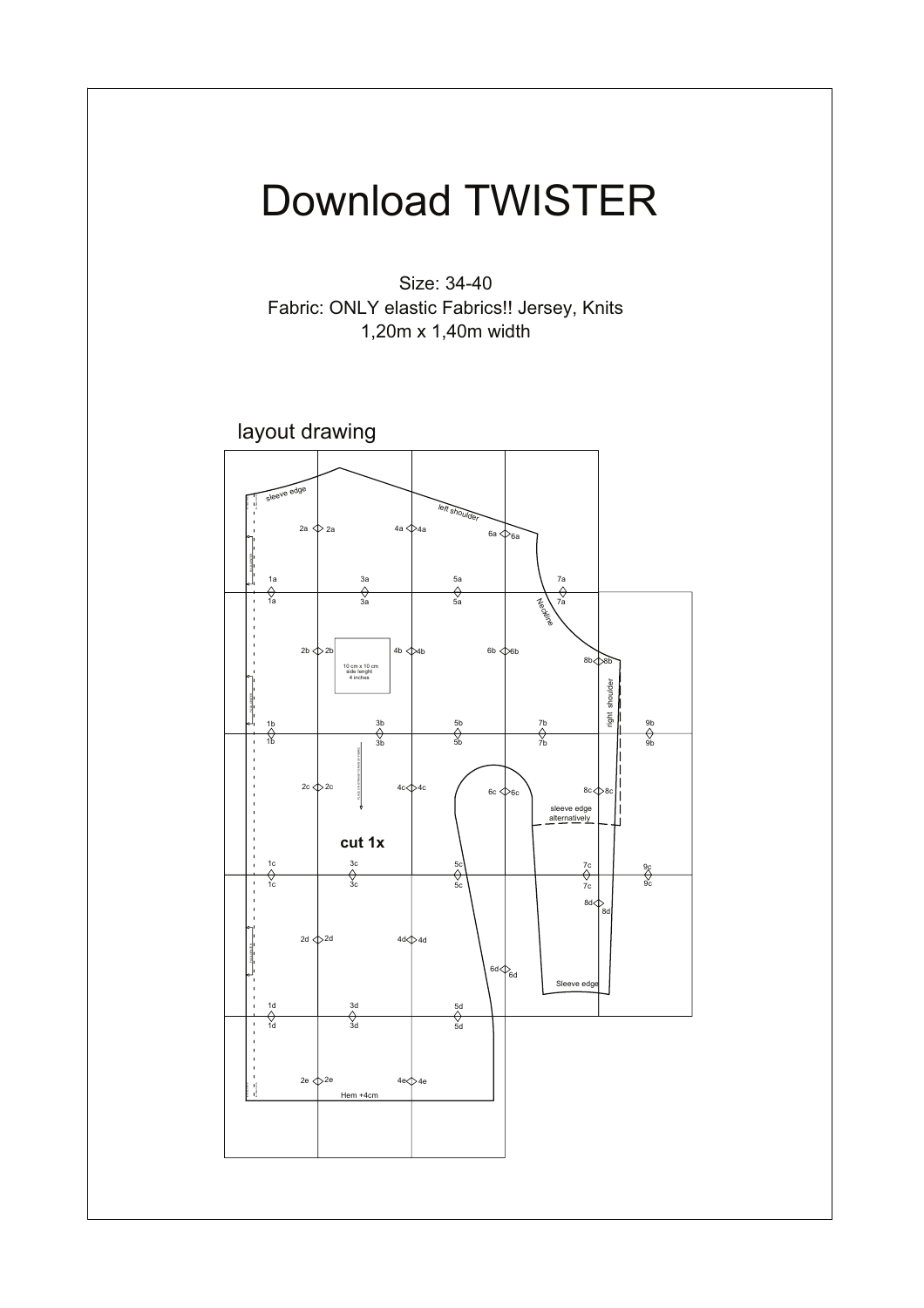# Download TWISTER

Size: 34-40

Fabric: ONLY elastic Fabrics!! Jersey, Knits

1,20m x 1,40m width

## layout drawing

sleeve edge

left shoulder

Neckline

right shoulder

10 cm x 10 cm side lenght 4 inches

cut 1x

sleeve edge alternatively

Sleeve edge

Hem +4cm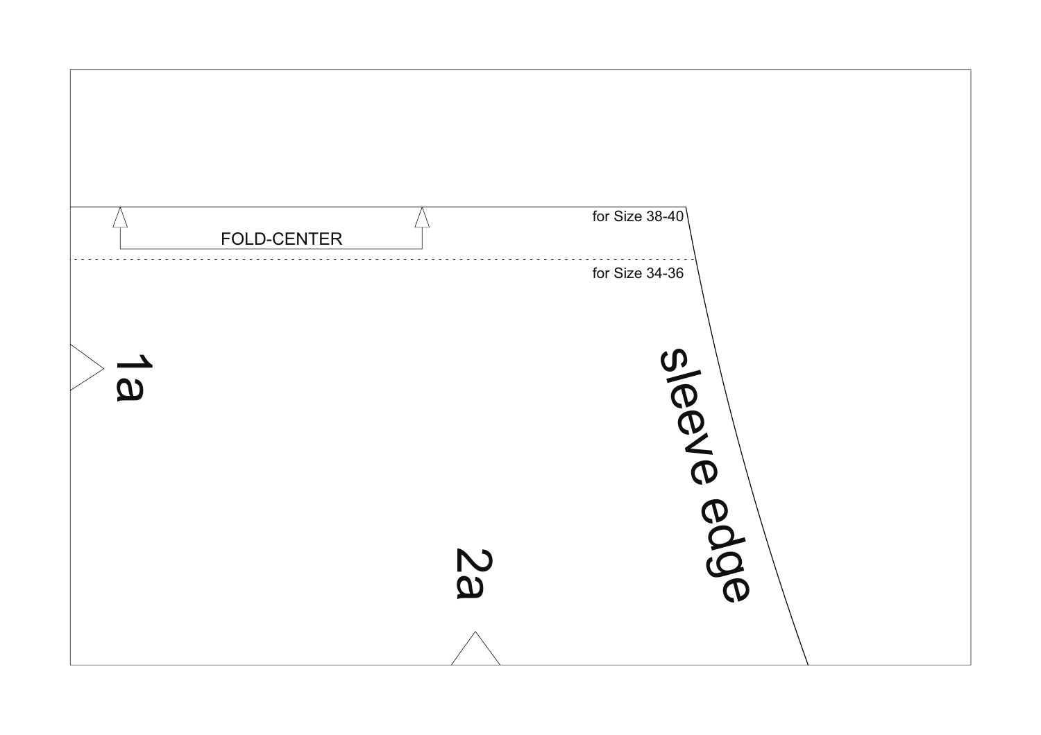FOLD-CENTER

for Size 38-40

for Size 34-36

1a

2a

sleeve edge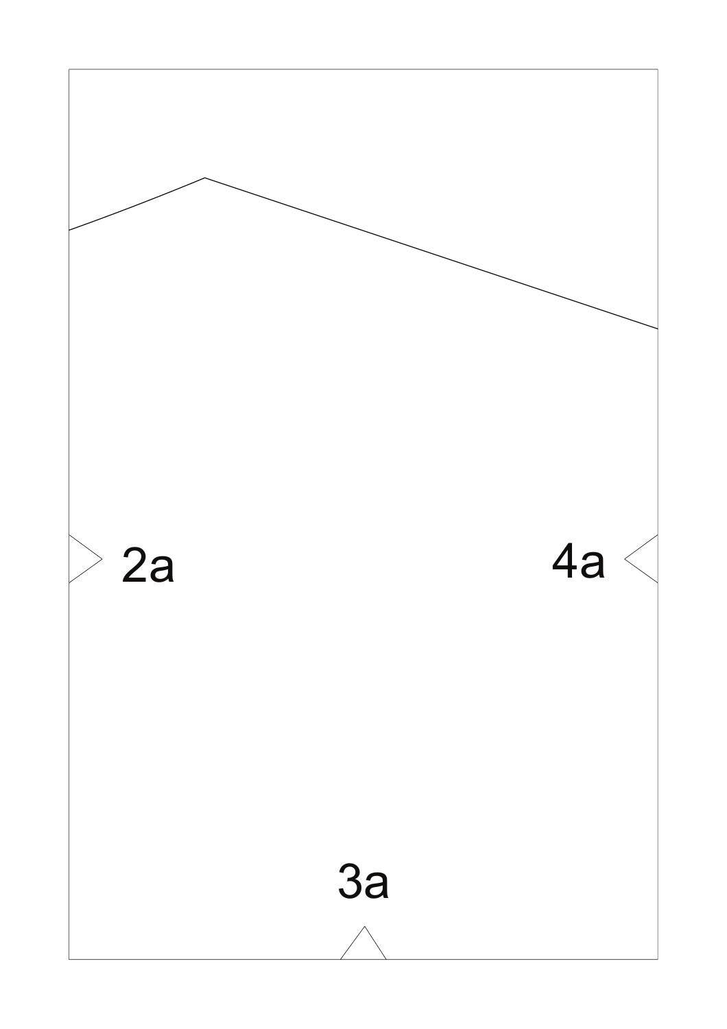2a

4a

3a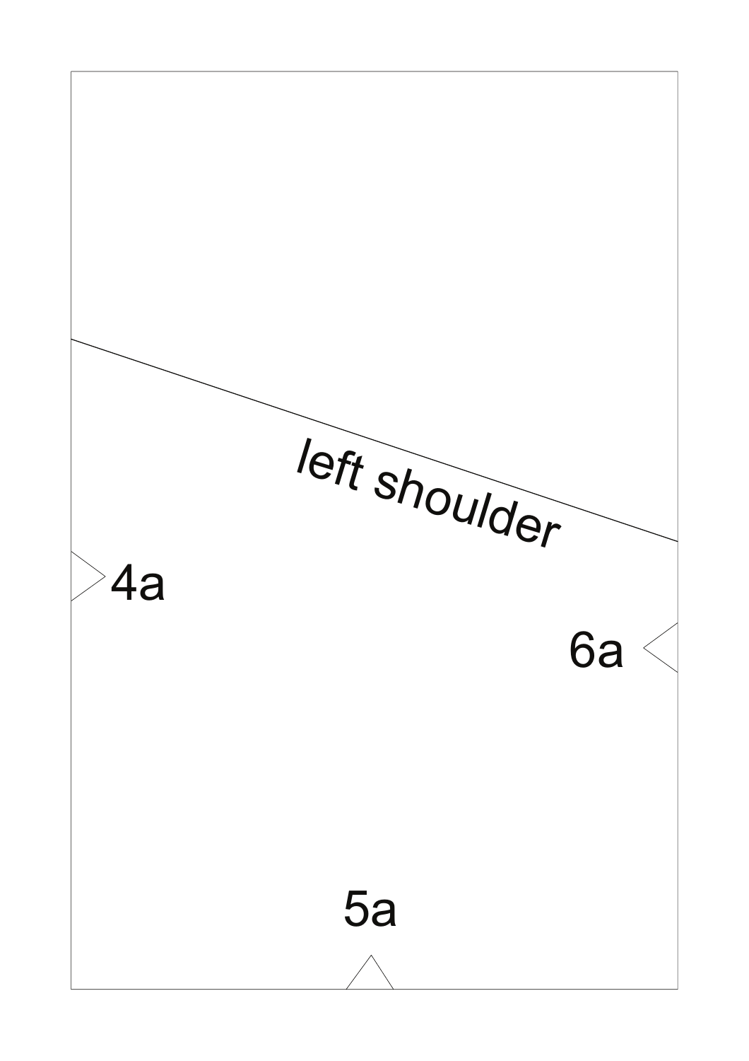left shoulder

4a

6a

5a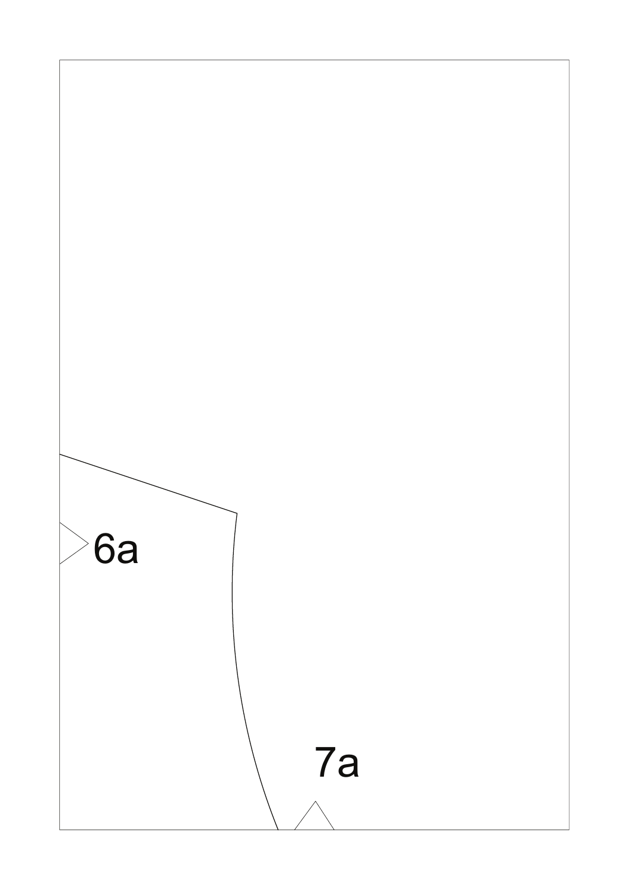6a

7a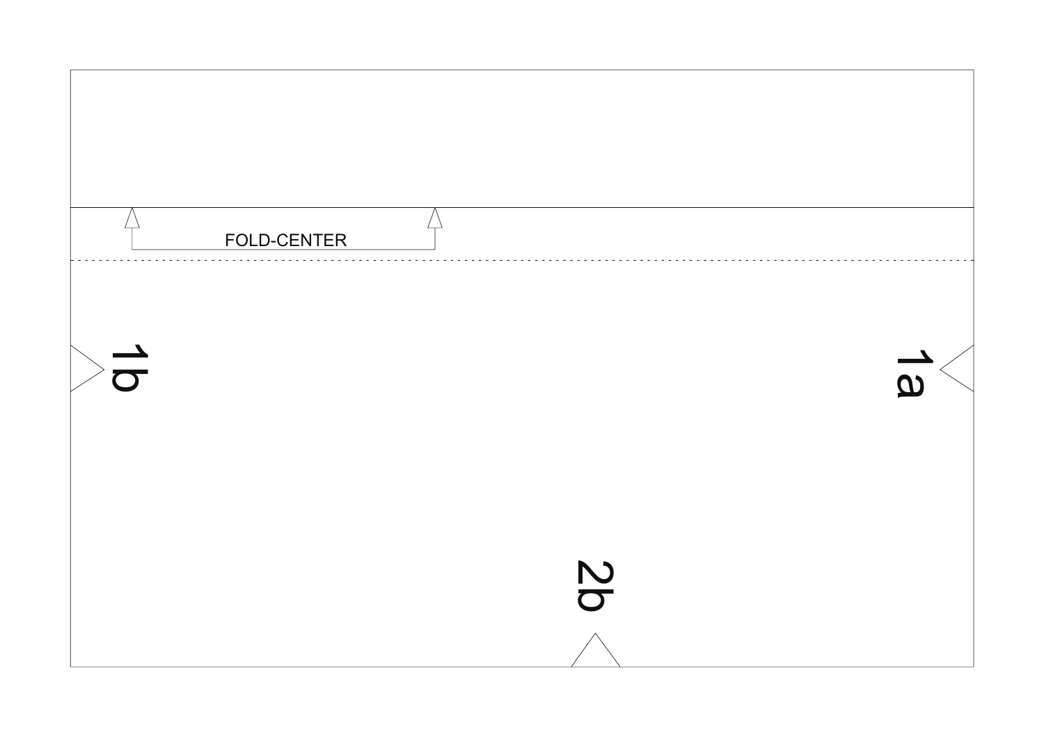FOLD-CENTER

1b

1a

2b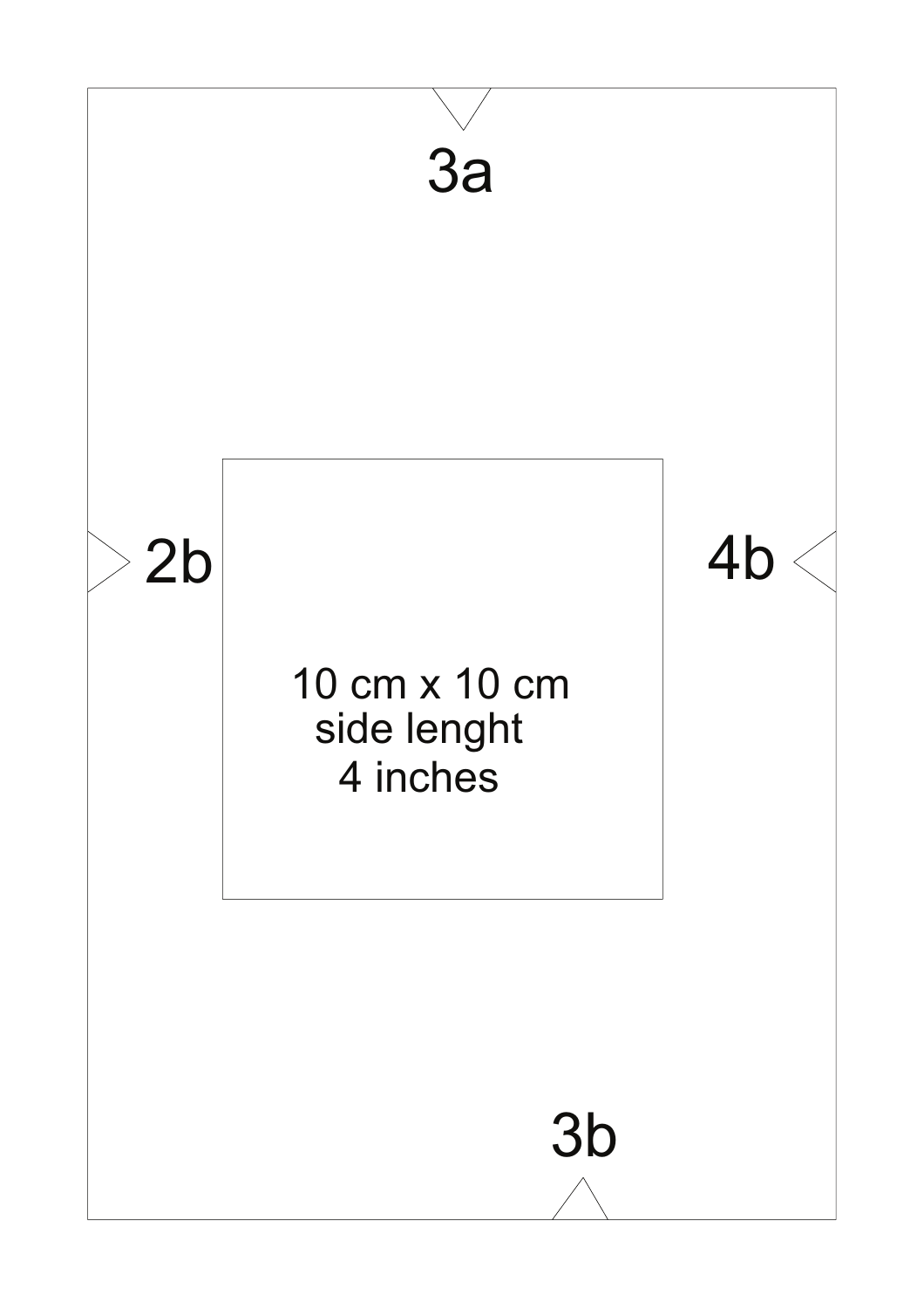3a

2b

4b

10 cm x 10 cm
side lenght
4 inches

3b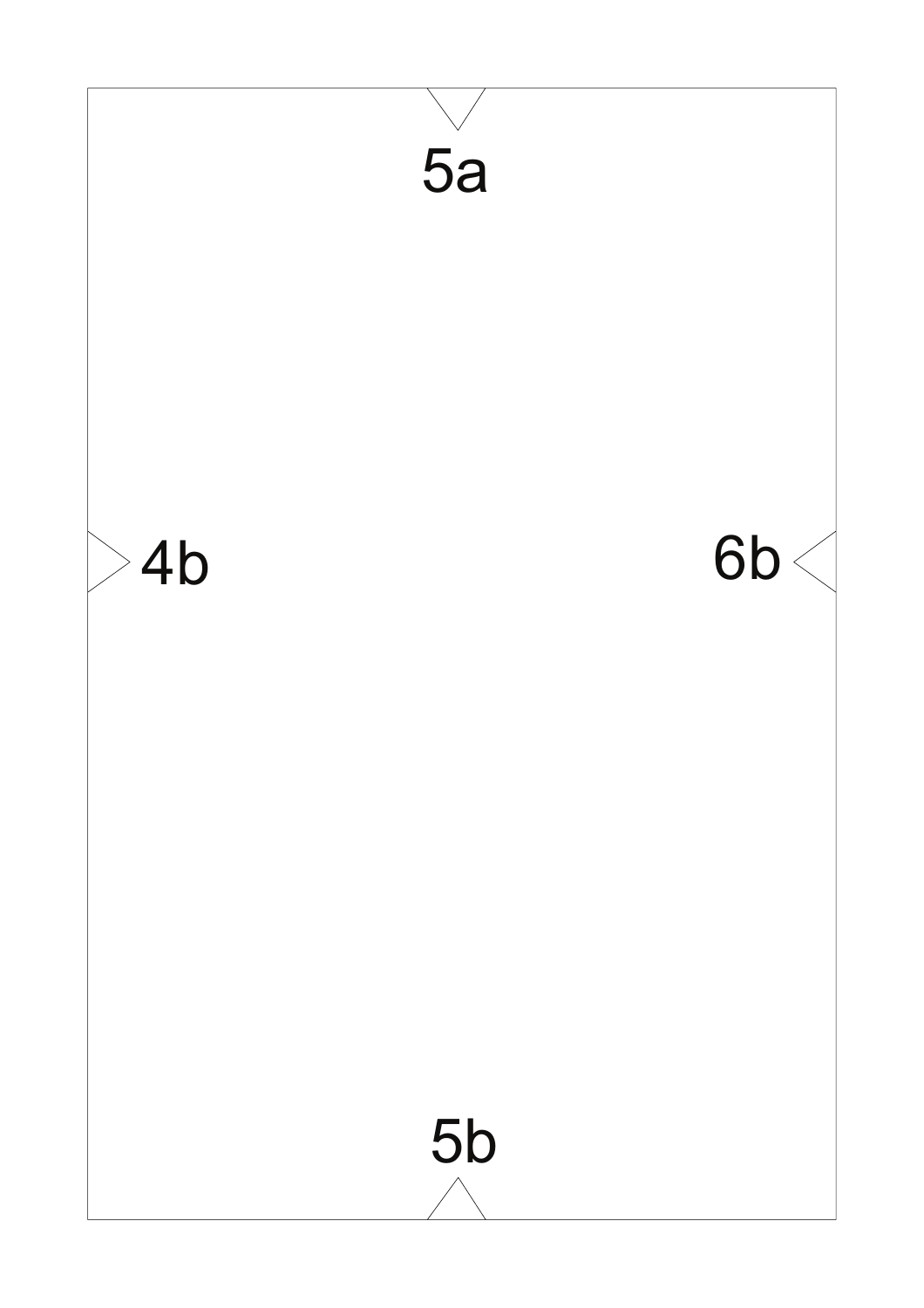5a

4b

6b

5b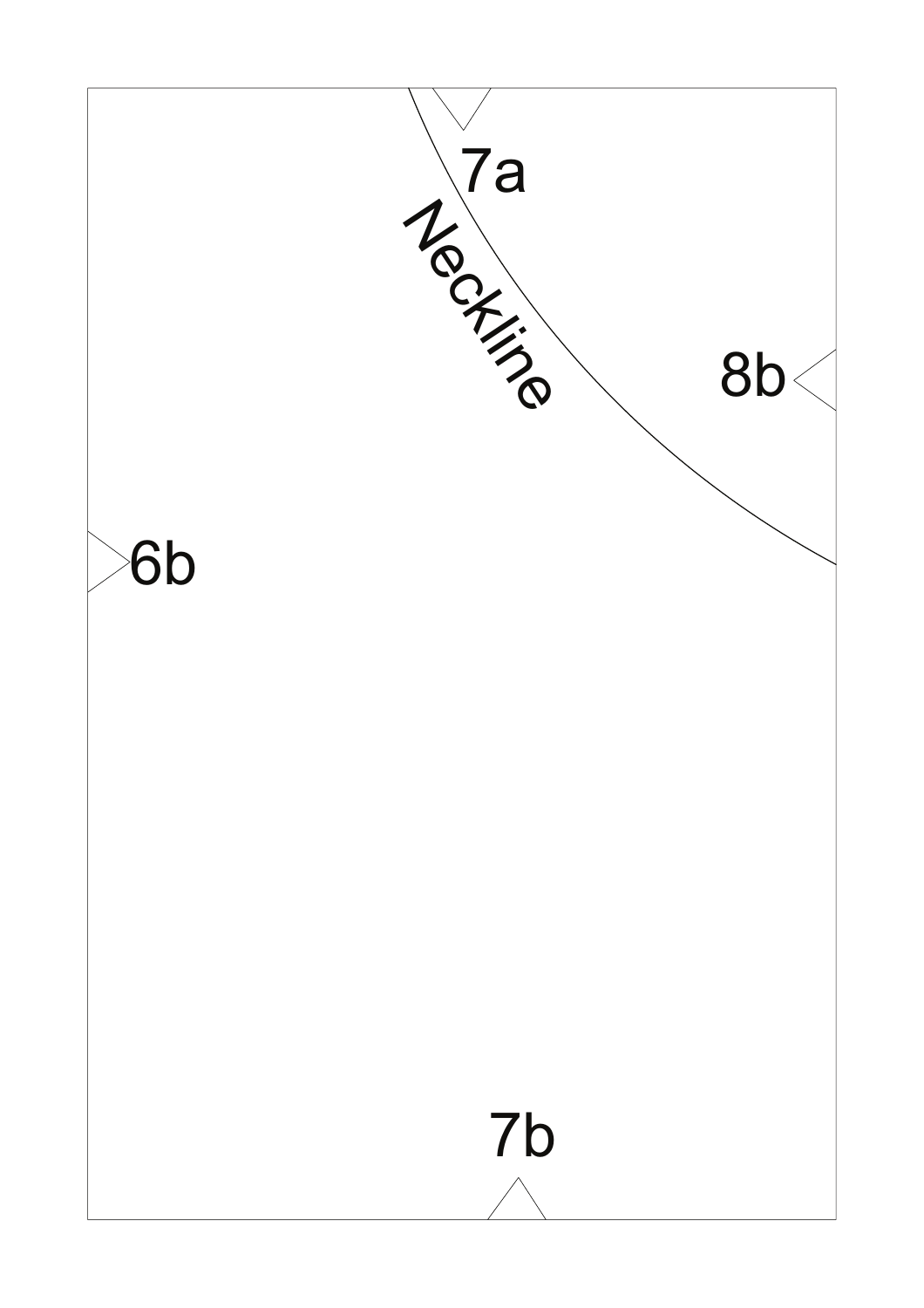7a

Neckline

8b

6b

7b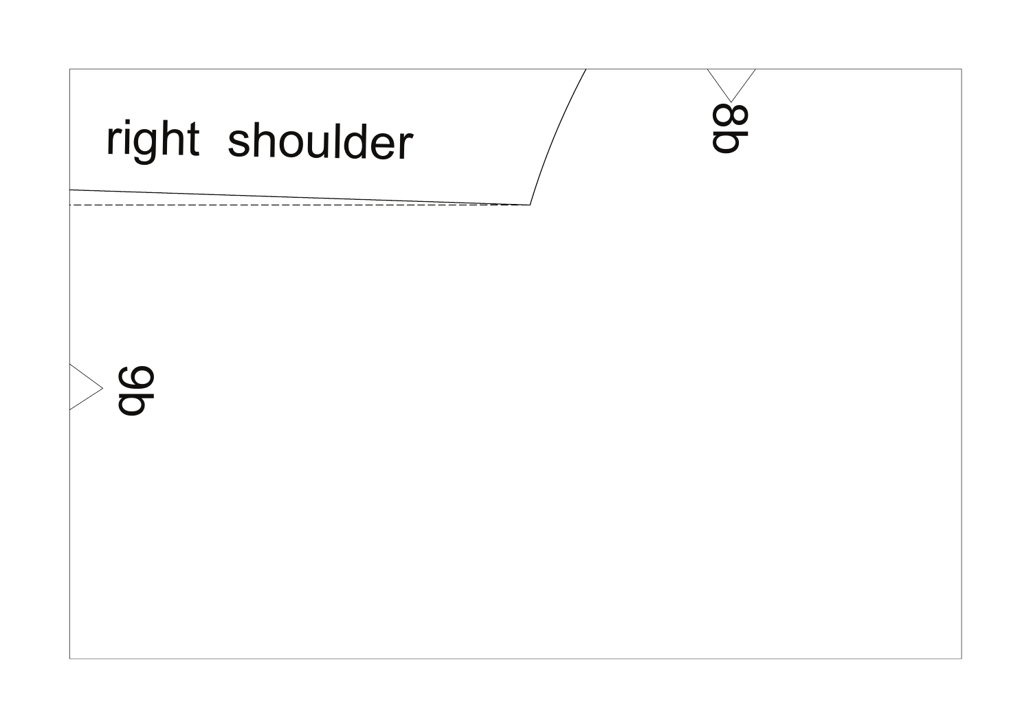right shoulder

8b

9b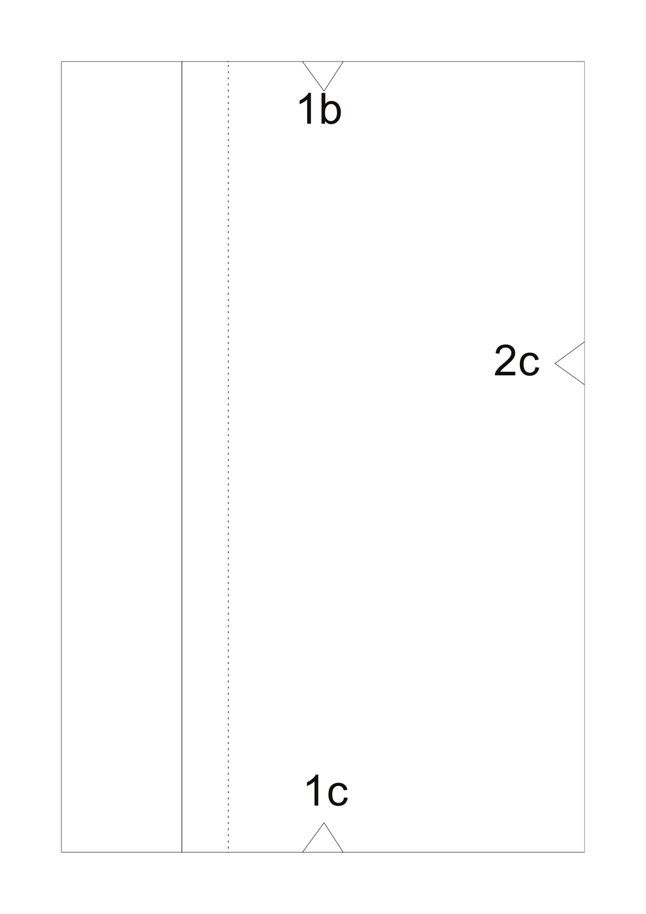1b

2c

1c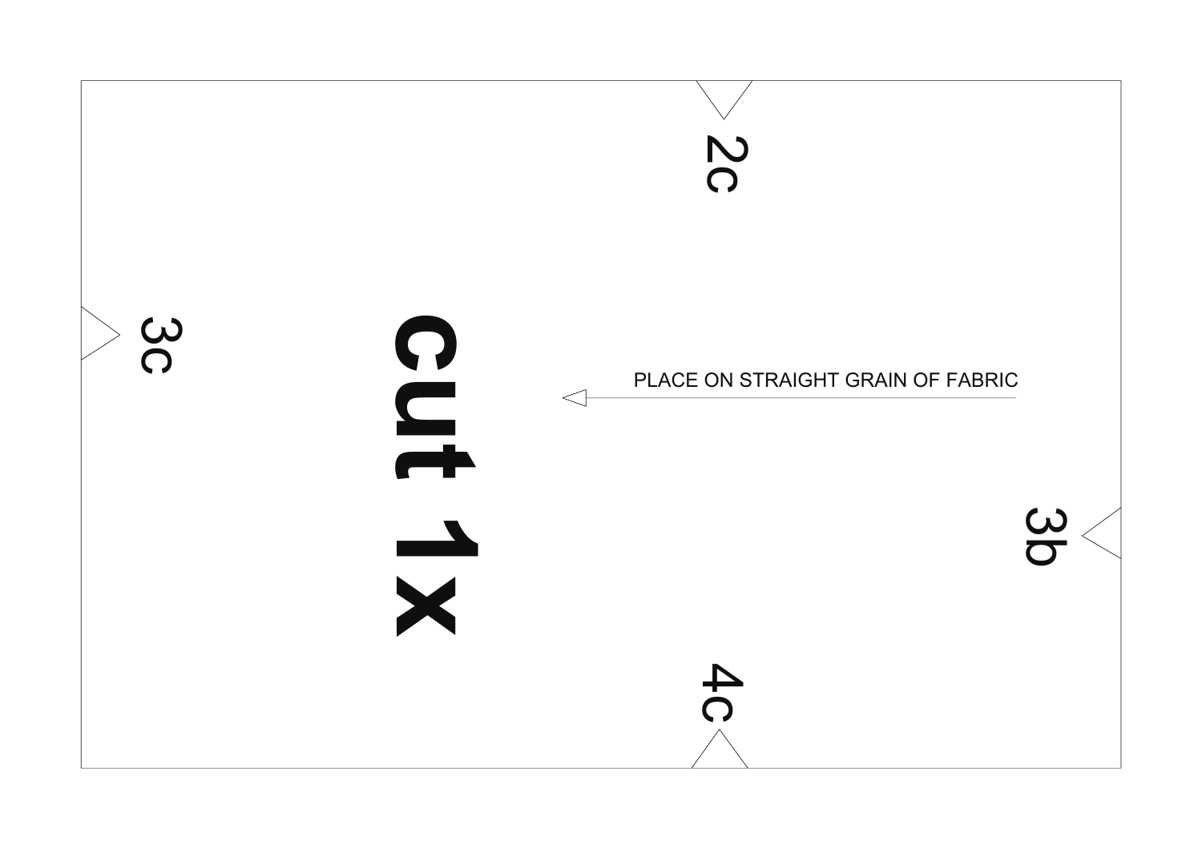2c

3c

**Cut 1x**

PLACE ON STRAIGHT GRAIN OF FABRIC

3b

4c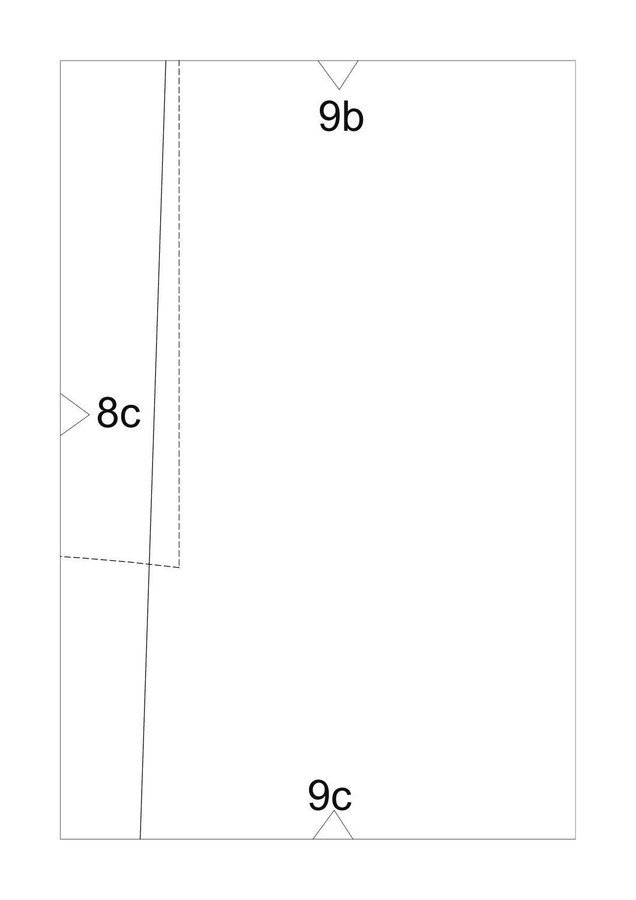9b

8c

9c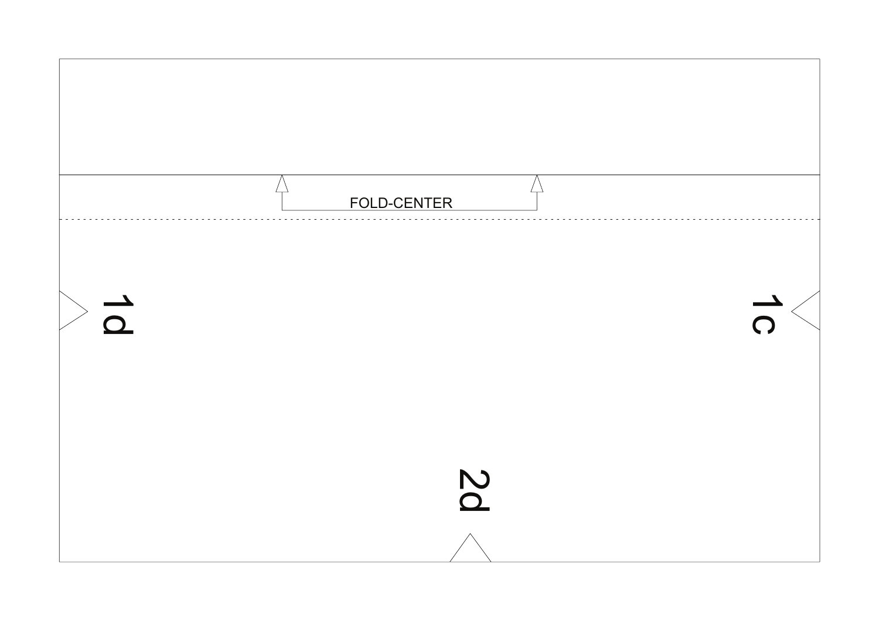FOLD-CENTER

1d

1c

2d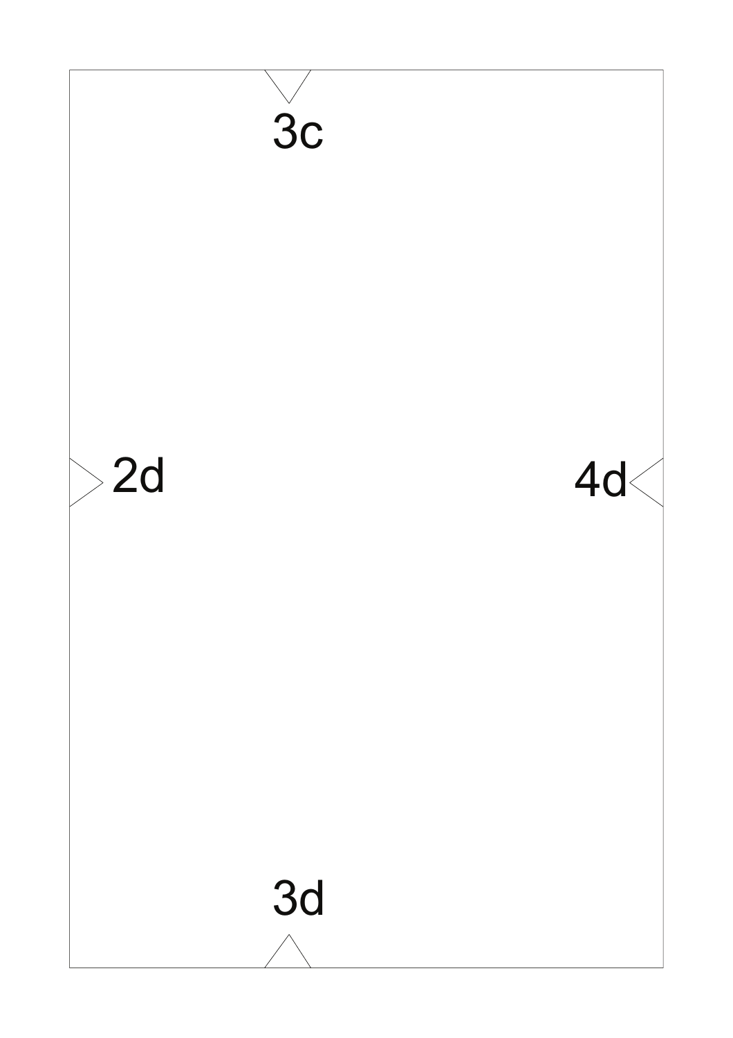3c

2d

4d

3d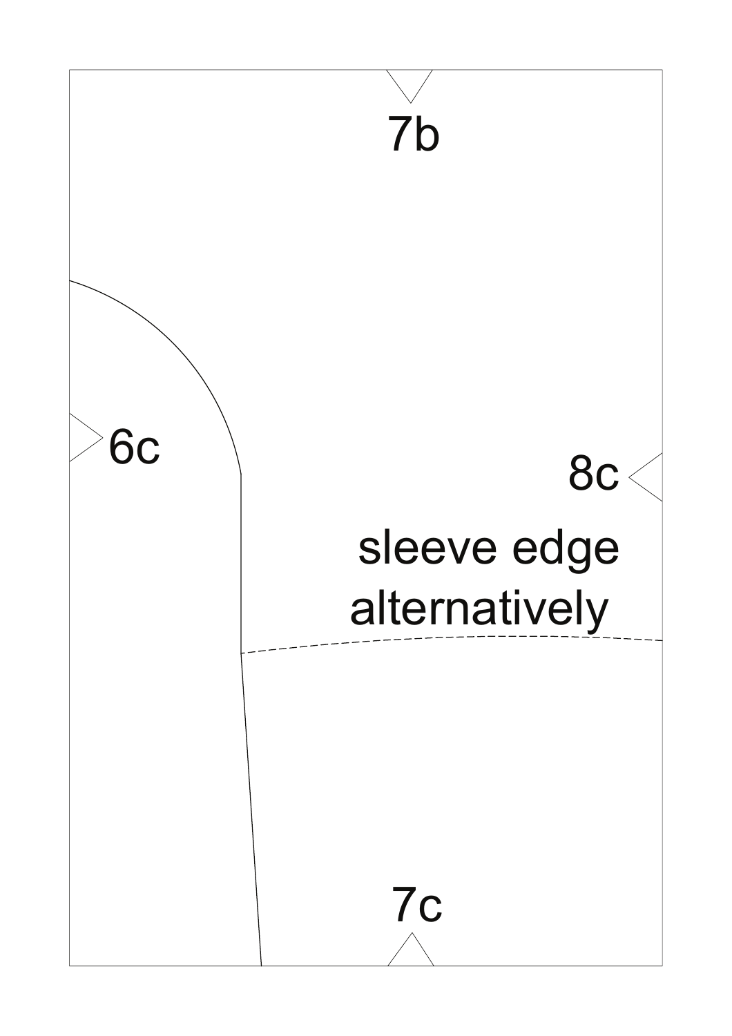7b

6c

8c

sleeve edge
alternatively

7c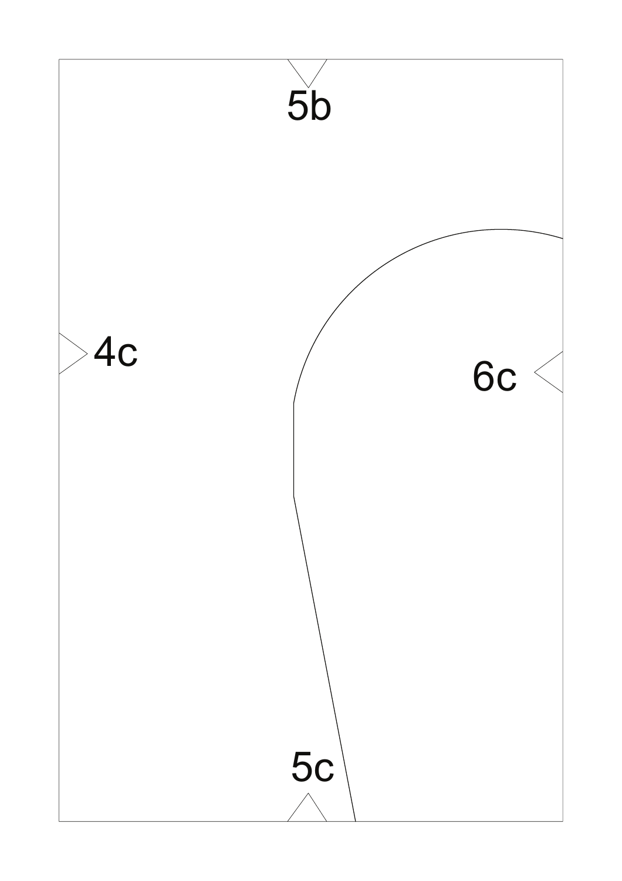5b

4c

6c

5c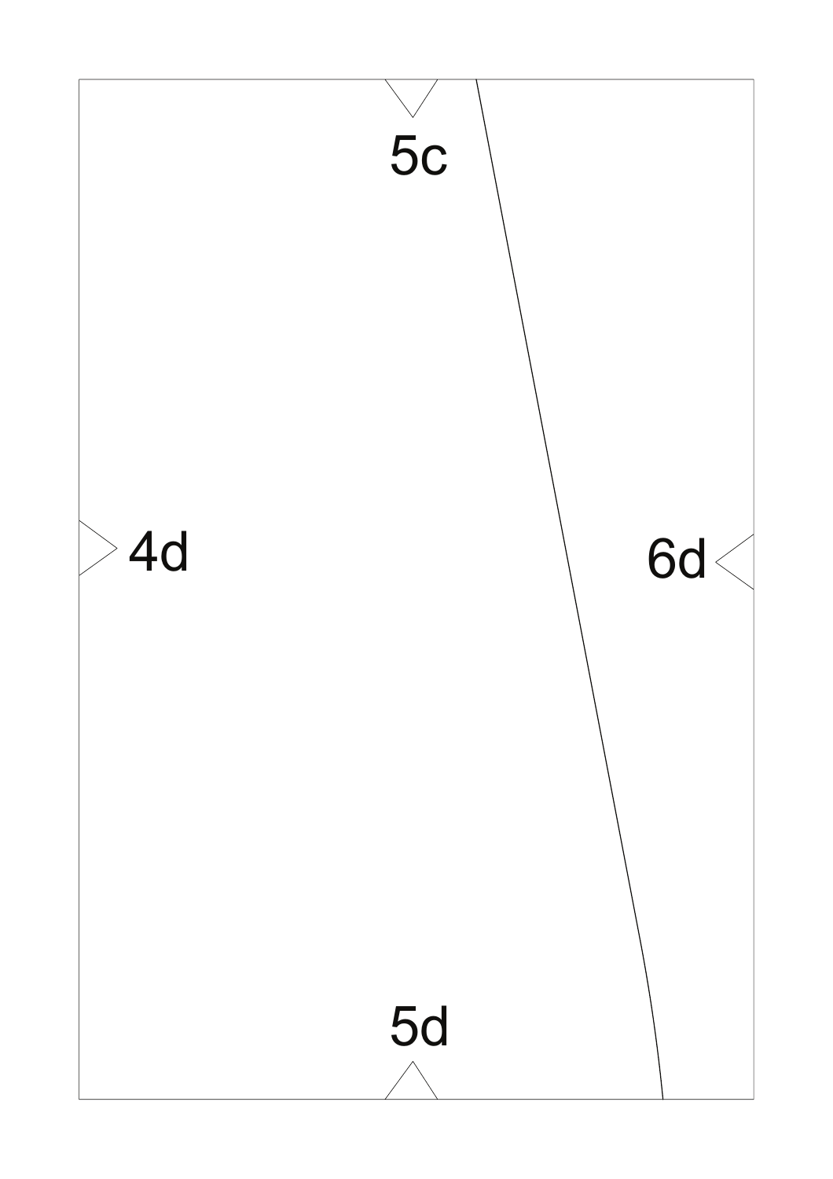5c

4d

6d

5d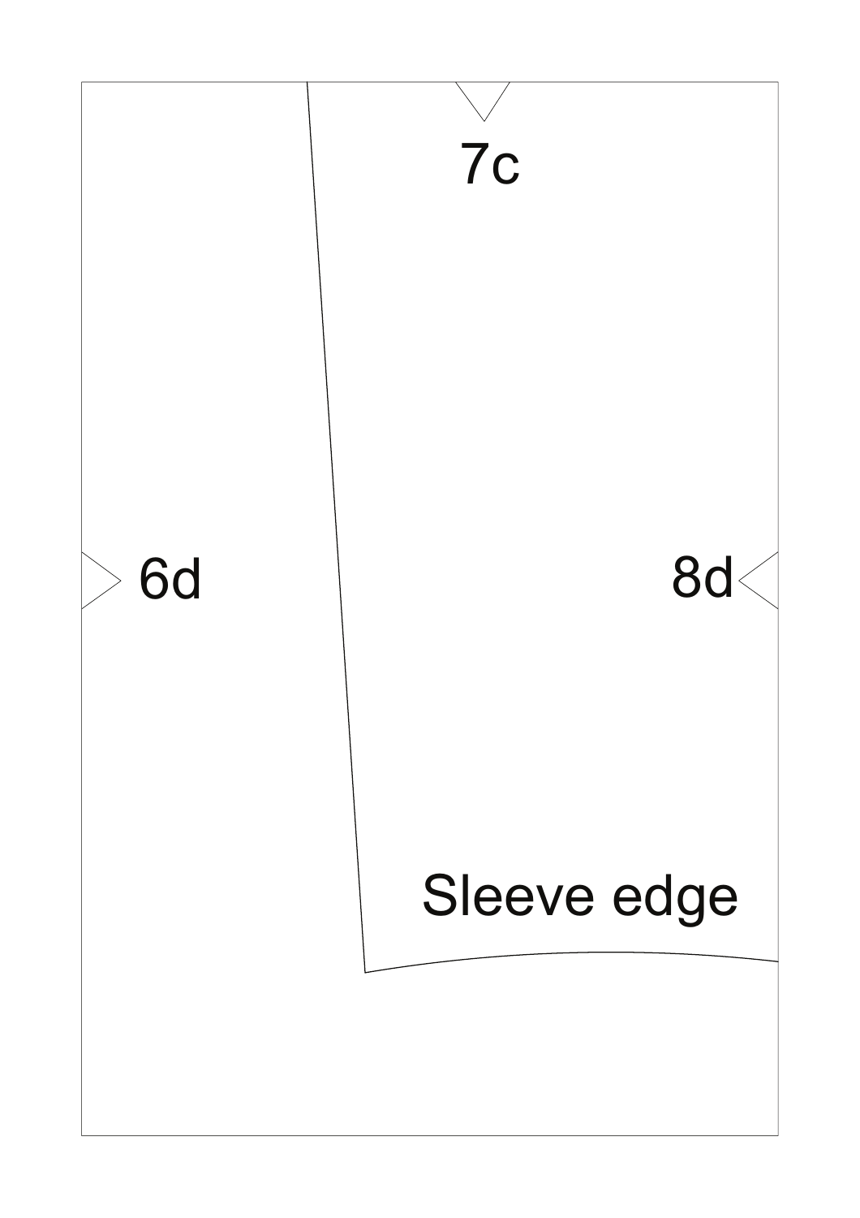7c

6d

8d

Sleeve edge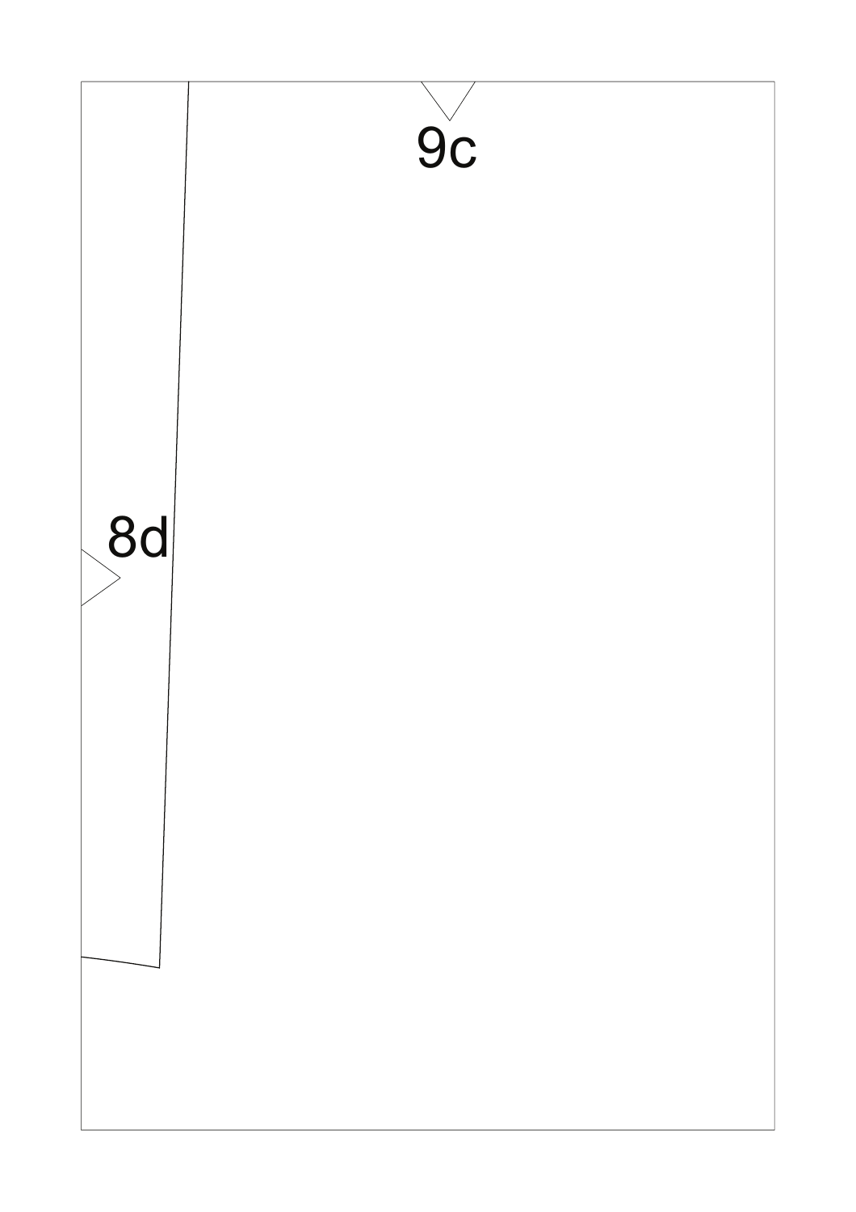9c

8d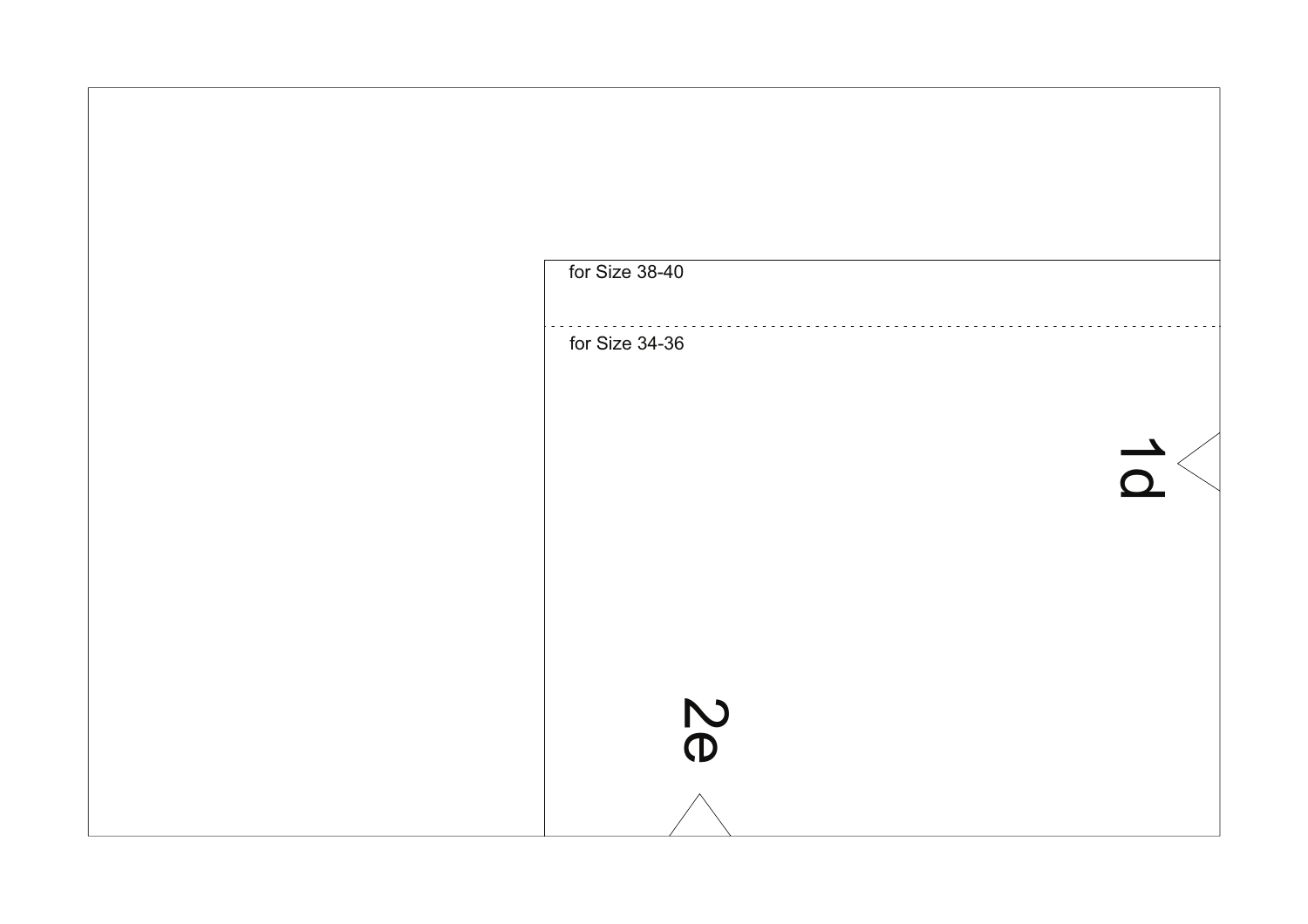for Size 38-40

for Size 34-36

1d

2e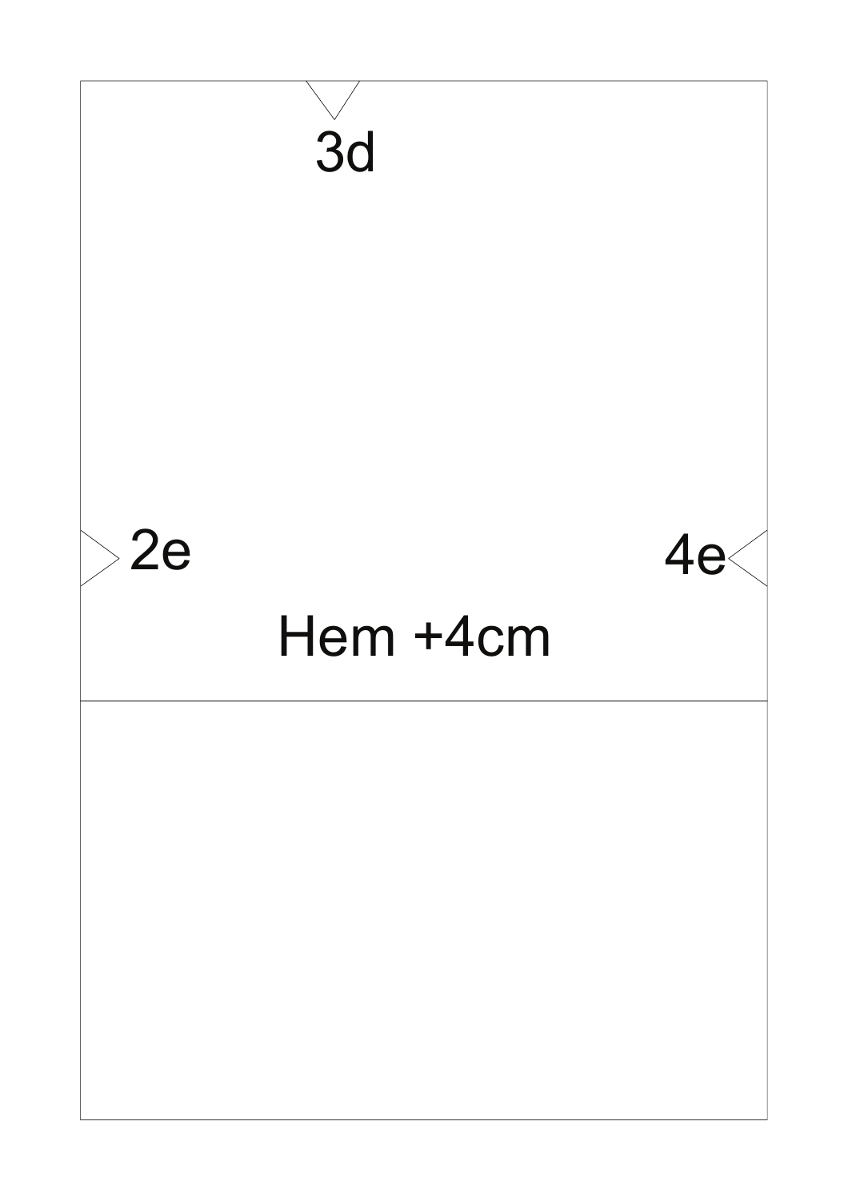3d

2e

4e

Hem +4cm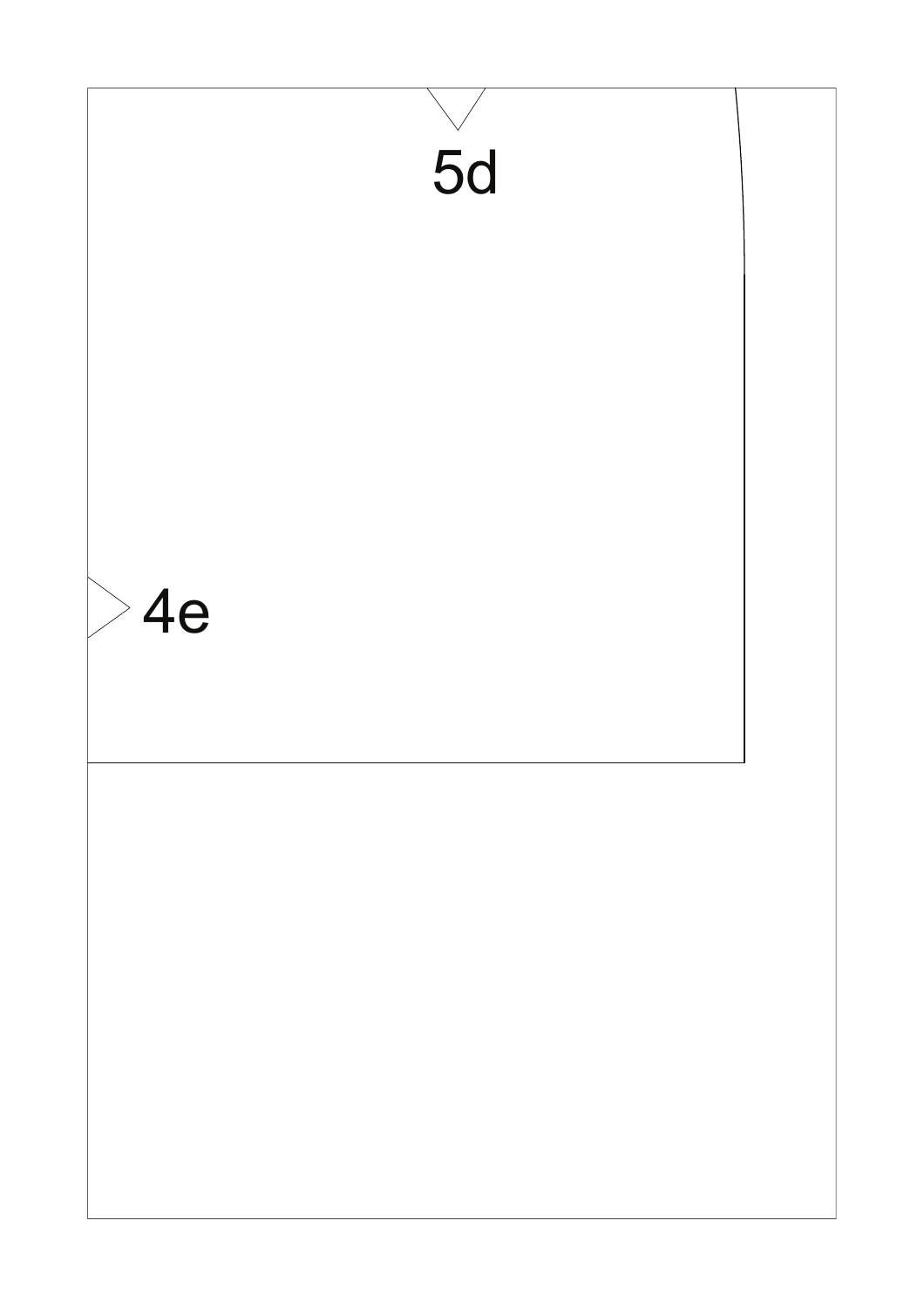5d

4e